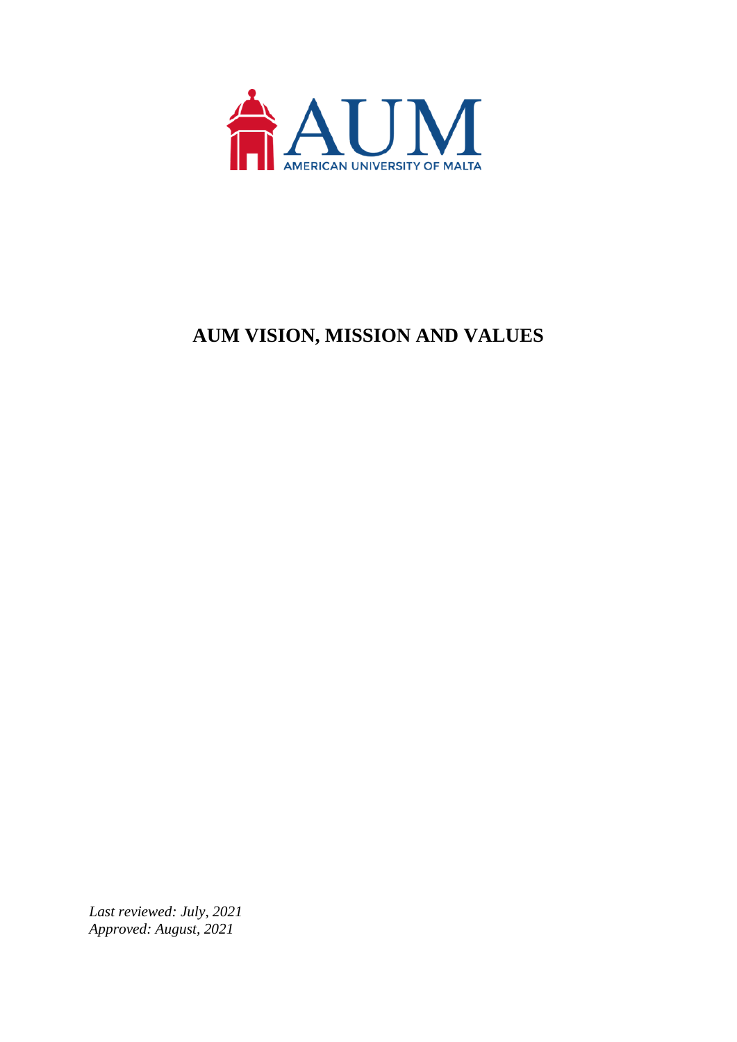# AUM VISION, MISSION AND VALUES

*Last reviewed: July, 2021*
*Approved: August, 2021*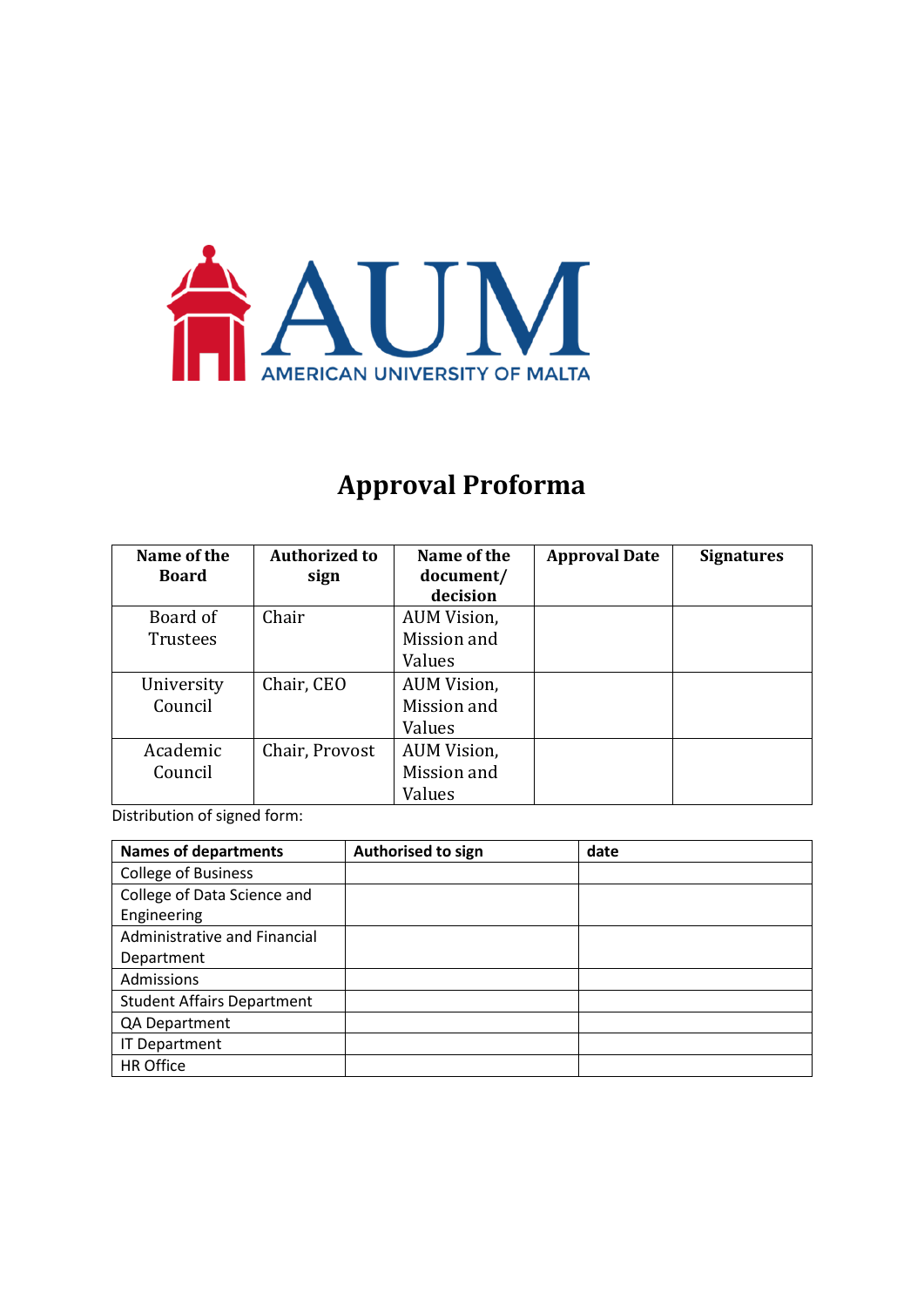AUM

AMERICAN UNIVERSITY OF MALTA

# Approval Proforma

| Name of the Board | Authorized to sign | Name of the document/ decision | Approval Date | Signatures |
|---|---|---|---|---|
| Board of Trustees | Chair | AUM Vision, Mission and Values | | |
| University Council | Chair, CEO | AUM Vision, Mission and Values | | |
| Academic Council | Chair, Provost | AUM Vision, Mission and Values | | |

Distribution of signed form:

| Names of departments | Authorised to sign | date |
|---|---|---|
| College of Business | | |
| College of Data Science and Engineering | | |
| Administrative and Financial Department | | |
| Admissions | | |
| Student Affairs Department | | |
| QA Department | | |
| IT Department | | |
| HR Office | | |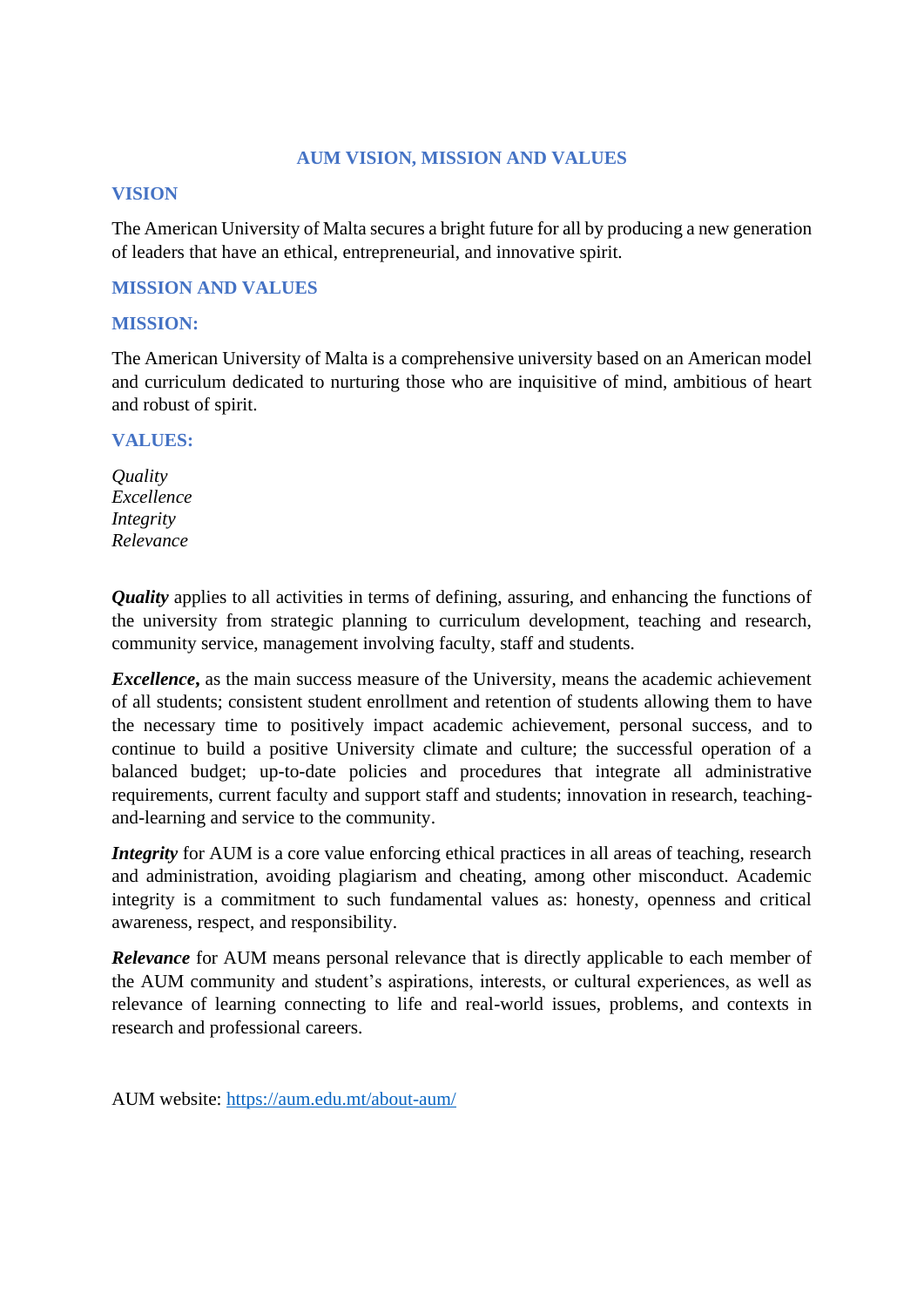# AUM VISION, MISSION AND VALUES

## VISION

The American University of Malta secures a bright future for all by producing a new generation of leaders that have an ethical, entrepreneurial, and innovative spirit.

## MISSION AND VALUES

### MISSION:

The American University of Malta is a comprehensive university based on an American model and curriculum dedicated to nurturing those who are inquisitive of mind, ambitious of heart and robust of spirit.

### VALUES:

*Quality*
*Excellence*
*Integrity*
*Relevance*

***Quality*** applies to all activities in terms of defining, assuring, and enhancing the functions of the university from strategic planning to curriculum development, teaching and research, community service, management involving faculty, staff and students.

***Excellence,*** as the main success measure of the University, means the academic achievement of all students; consistent student enrollment and retention of students allowing them to have the necessary time to positively impact academic achievement, personal success, and to continue to build a positive University climate and culture; the successful operation of a balanced budget; up-to-date policies and procedures that integrate all administrative requirements, current faculty and support staff and students; innovation in research, teaching-and-learning and service to the community.

***Integrity*** for AUM is a core value enforcing ethical practices in all areas of teaching, research and administration, avoiding plagiarism and cheating, among other misconduct. Academic integrity is a commitment to such fundamental values as: honesty, openness and critical awareness, respect, and responsibility.

***Relevance*** for AUM means personal relevance that is directly applicable to each member of the AUM community and student's aspirations, interests, or cultural experiences, as well as relevance of learning connecting to life and real-world issues, problems, and contexts in research and professional careers.

AUM website: [https://aum.edu.mt/about-aum/](https://aum.edu.mt/about-aum/)